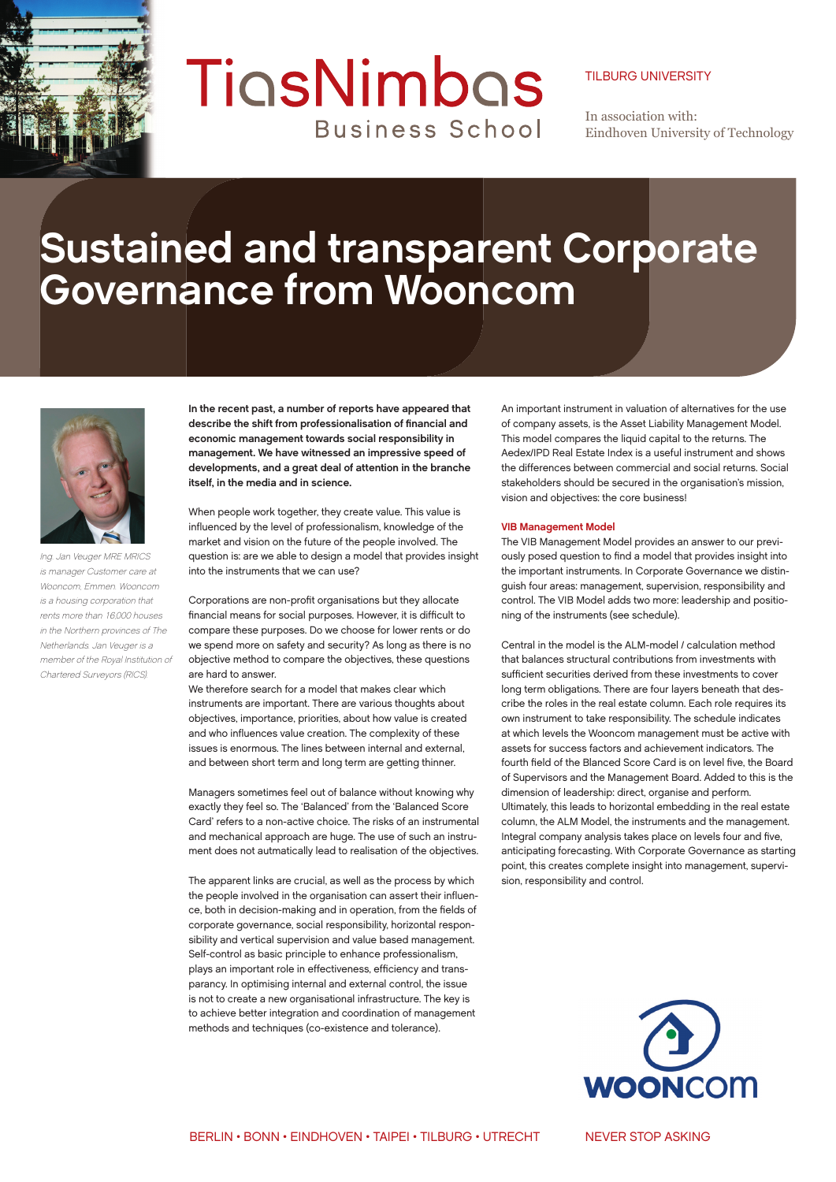TiasNimbas Business School

TILBURG UNIVERSITY

In association with:
Eindhoven University of Technology

# Sustained and transparent Corporate Governance from Wooncom

*Ing. Jan Veuger MRE MRICS is manager Customer care at Wooncom, Emmen. Wooncom is a housing corporation that rents more than 16.000 houses in the Northern provinces of The Netherlands. Jan Veuger is a member of the Royal Institution of Chartered Surveyors (RICS)*

**In the recent past, a number of reports have appeared that describe the shift from professionalisation of financial and economic management towards social responsibility in management. We have witnessed an impressive speed of developments, and a great deal of attention in the branche itself, in the media and in science.**

When people work together, they create value. This value is influenced by the level of professionalism, knowledge of the market and vision on the future of the people involved. The question is: are we able to design a model that provides insight into the instruments that we can use?

Corporations are non-profit organisations but they allocate financial means for social purposes. However, it is difficult to compare these purposes. Do we choose for lower rents or do we spend more on safety and security? As long as there is no objective method to compare the objectives, these questions are hard to answer.
We therefore search for a model that makes clear which instruments are important. There are various thoughts about objectives, importance, priorities, about how value is created and who influences value creation. The complexity of these issues is enormous. The lines between internal and external, and between short term and long term are getting thinner.

Managers sometimes feel out of balance without knowing why exactly they feel so. The 'Balanced' from the 'Balanced Score Card' refers to a non-active choice. The risks of an instrumental and mechanical approach are huge. The use of such an instrument does not autmatically lead to realisation of the objectives.

The apparent links are crucial, as well as the process by which the people involved in the organisation can assert their influence, both in decision-making and in operation, from the fields of corporate governance, social responsibility, horizontal responsibility and vertical supervision and value based management. Self-control as basic principle to enhance professionalism, plays an important role in effectiveness, efficiency and transparancy. In optimising internal and external control, the issue is not to create a new organisational infrastructure. The key is to achieve better integration and coordination of management methods and techniques (co-existence and tolerance).

An important instrument in valuation of alternatives for the use of company assets, is the Asset Liability Management Model. This model compares the liquid capital to the returns. The Aedex/IPD Real Estate Index is a useful instrument and shows the differences between commercial and social returns. Social stakeholders should be secured in the organisation's mission, vision and objectives: the core business!

## VIB Management Model

The VIB Management Model provides an answer to our previously posed question to find a model that provides insight into the important instruments. In Corporate Governance we distinguish four areas: management, supervision, responsibility and control. The VIB Model adds two more: leadership and positioning of the instruments (see schedule).

Central in the model is the ALM-model / calculation method that balances structural contributions from investments with sufficient securities derived from these investments to cover long term obligations. There are four layers beneath that describe the roles in the real estate column. Each role requires its own instrument to take responsibility. The schedule indicates at which levels the Wooncom management must be active with assets for success factors and achievement indicators. The fourth field of the Blanced Score Card is on level five, the Board of Supervisors and the Management Board. Added to this is the dimension of leadership: direct, organise and perform. Ultimately, this leads to horizontal embedding in the real estate column, the ALM Model, the instruments and the management. Integral company analysis takes place on levels four and five, anticipating forecasting. With Corporate Governance as starting point, this creates complete insight into management, supervision, responsibility and control.

WOONCOM

BERLIN • BONN • EINDHOVEN • TAIPEI • TILBURG • UTRECHT

NEVER STOP ASKING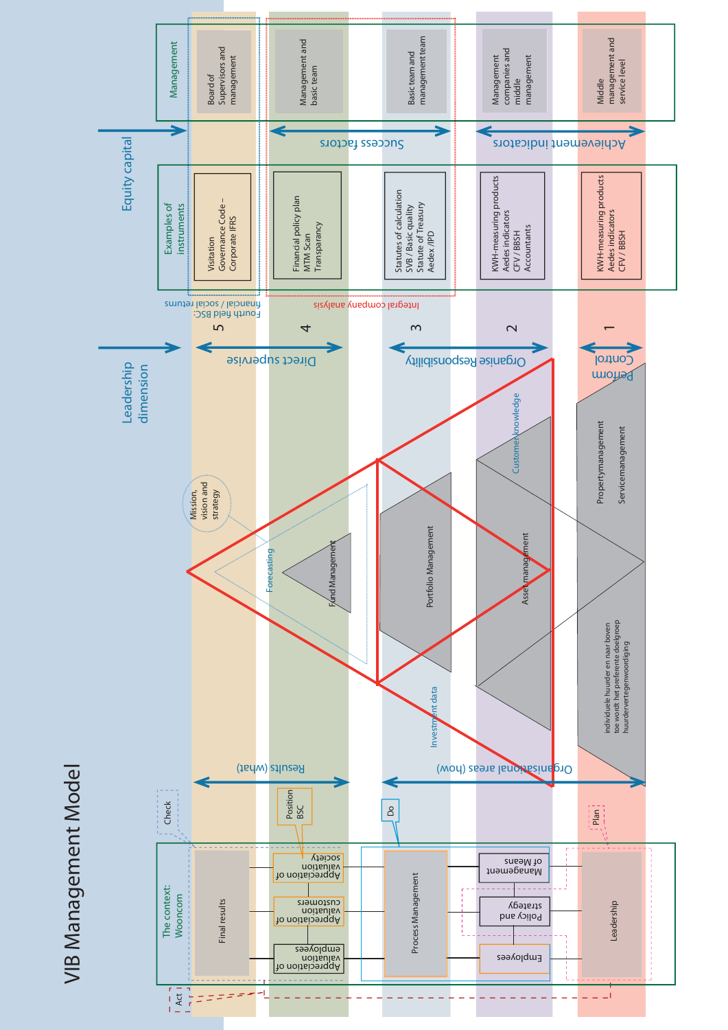# VIB Management Model

The context: Wooncom

Final results

Appreciation of valuation employees

Appreciation of valuation customers

Appreciation of valuation society

Process Management

Employees

Policy and strategy

Management of Means

Leadership

Act

Check

Position BSC

Do

Plan

Results (what)

Organisational areas (how)

Mission, vision and strategy

Forecasting

Fund Management

Portfolio Management

Investment data

Customer knowledge

Asset management

Propertymanagement

Servicemanagement

individuele huurder en naar boven toe wordt het preferente doelgroep huurdervertegenwoordiging

Leadership dimension

5

4

3

2

1

Direct supervise

Organise Responsibility

Perform Control

Fourth field BSC: financial / social returns

Integral company analysis

Equity capital

Examples of instruments

Visitation
Governance Code – Corporate IFRS

Financial policy plan
MTM Scan
Transparancy

Statutes of calculation
SVB / Basic quality
Statute of Treasury
Aedex /IPD

KWH-measuring products
Aedes indicators
CFV / BBSH
Accountants

KWH-measuring products
Aedes indicators
CFV / BBSH

Success factors

Achievement indicators

Management

Board of Supervisors and management

Management and basic team

Basic team and management team

Management companies and middle management

Middle management and service level